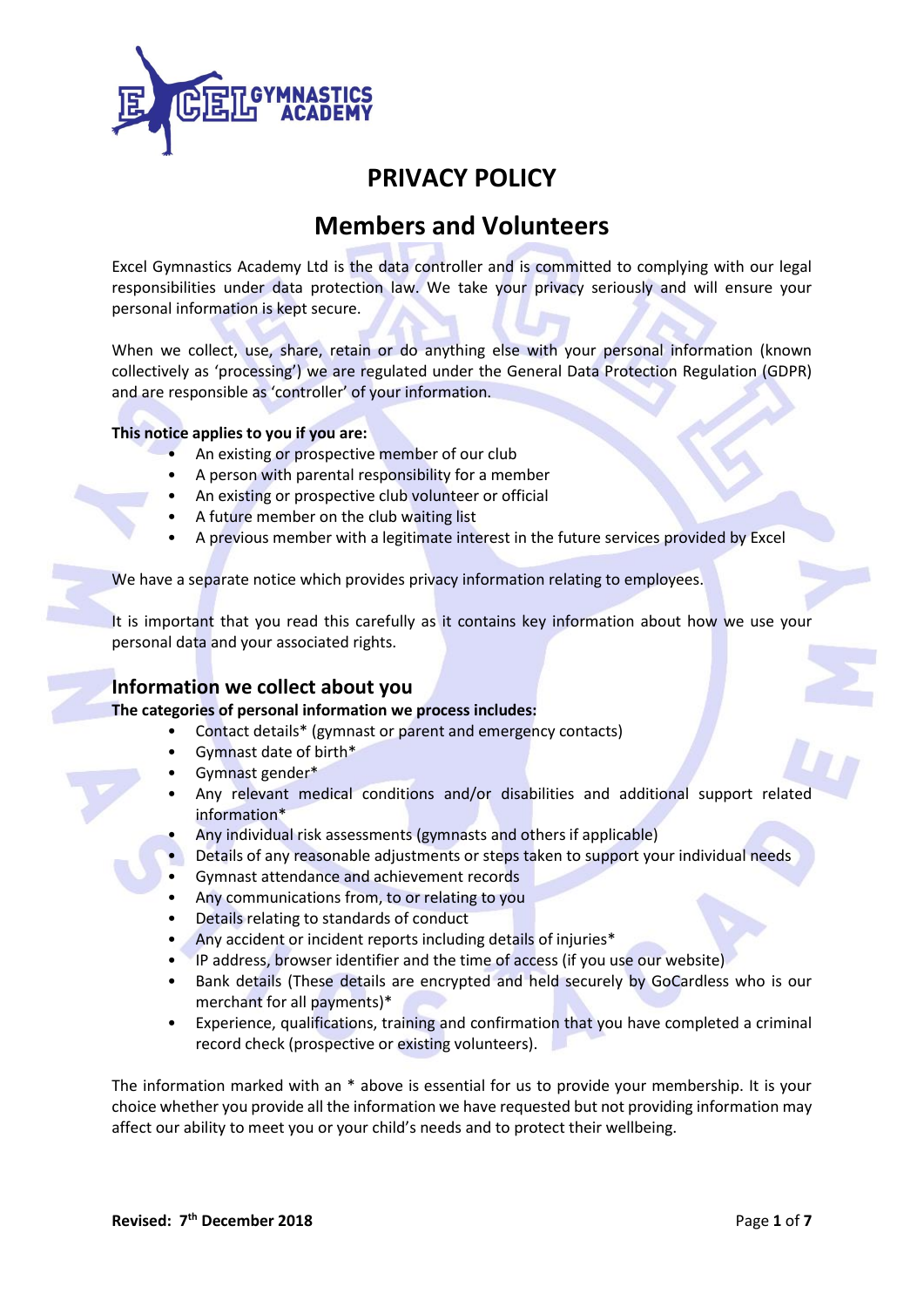# PRIVACY POLICY

## Members and Volunteers

Excel Gymnastics Academy Ltd is the data controller and is committed to complying with our legal responsibilities under data protection law. We take your privacy seriously and will ensure your personal information is kept secure.

When we collect, use, share, retain or do anything else with your personal information (known collectively as 'processing') we are regulated under the General Data Protection Regulation (GDPR) and are responsible as 'controller' of your information.

**This notice applies to you if you are:**

- An existing or prospective member of our club
- A person with parental responsibility for a member
- An existing or prospective club volunteer or official
- A future member on the club waiting list
- A previous member with a legitimate interest in the future services provided by Excel

We have a separate notice which provides privacy information relating to employees.

It is important that you read this carefully as it contains key information about how we use your personal data and your associated rights.

### Information we collect about you

**The categories of personal information we process includes:**

- Contact details* (gymnast or parent and emergency contacts)
- Gymnast date of birth*
- Gymnast gender*
- Any relevant medical conditions and/or disabilities and additional support related information*
- Any individual risk assessments (gymnasts and others if applicable)
- Details of any reasonable adjustments or steps taken to support your individual needs
- Gymnast attendance and achievement records
- Any communications from, to or relating to you
- Details relating to standards of conduct
- Any accident or incident reports including details of injuries*
- IP address, browser identifier and the time of access (if you use our website)
- Bank details (These details are encrypted and held securely by GoCardless who is our merchant for all payments)*
- Experience, qualifications, training and confirmation that you have completed a criminal record check (prospective or existing volunteers).

The information marked with an * above is essential for us to provide your membership. It is your choice whether you provide all the information we have requested but not providing information may affect our ability to meet you or your child's needs and to protect their wellbeing.

**Revised: 7th December 2018**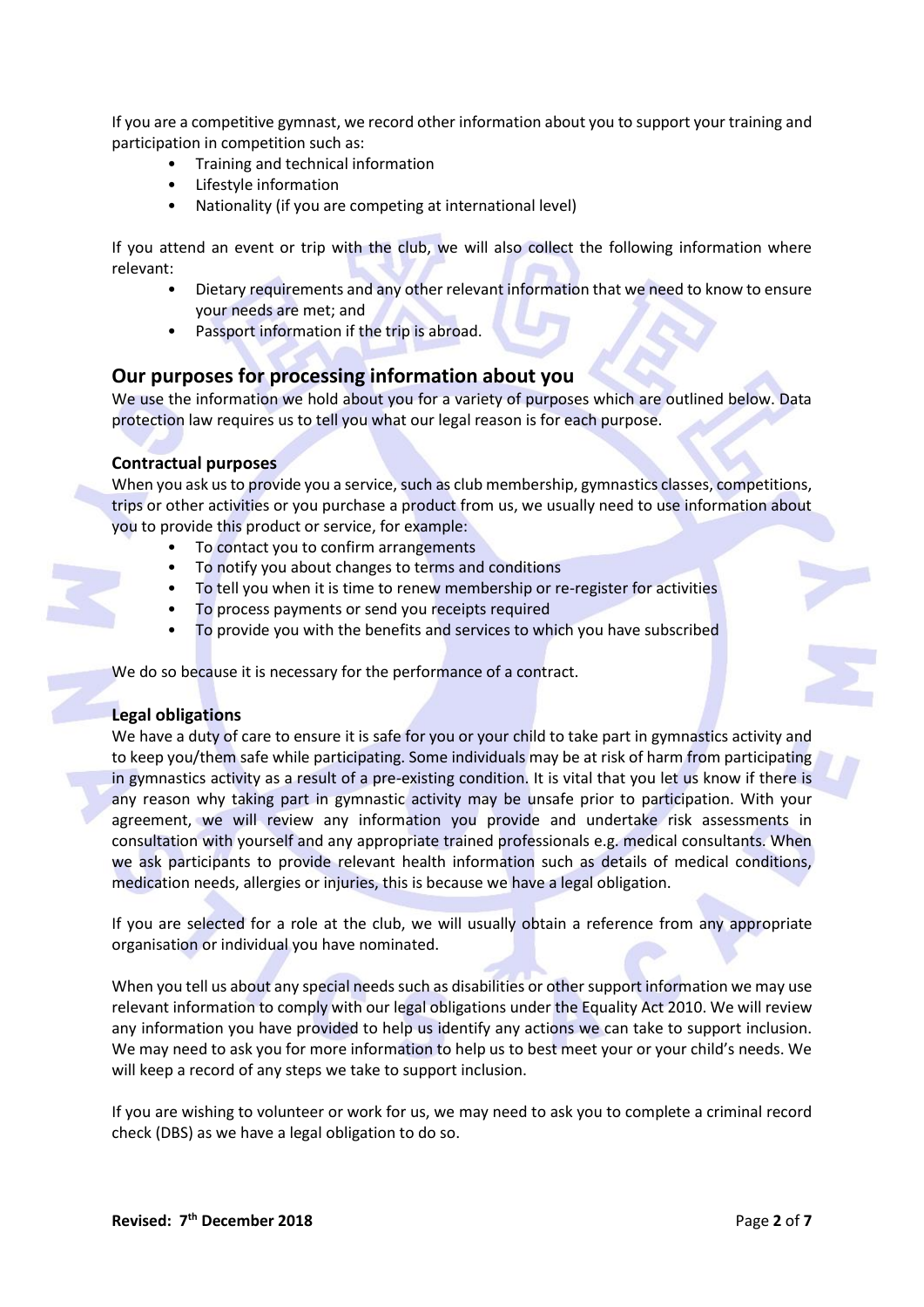If you are a competitive gymnast, we record other information about you to support your training and participation in competition such as:

- Training and technical information
- Lifestyle information
- Nationality (if you are competing at international level)

If you attend an event or trip with the club, we will also collect the following information where relevant:

- Dietary requirements and any other relevant information that we need to know to ensure your needs are met; and
- Passport information if the trip is abroad.

## Our purposes for processing information about you

We use the information we hold about you for a variety of purposes which are outlined below. Data protection law requires us to tell you what our legal reason is for each purpose.

### Contractual purposes

When you ask us to provide you a service, such as club membership, gymnastics classes, competitions, trips or other activities or you purchase a product from us, we usually need to use information about you to provide this product or service, for example:

- To contact you to confirm arrangements
- To notify you about changes to terms and conditions
- To tell you when it is time to renew membership or re-register for activities
- To process payments or send you receipts required
- To provide you with the benefits and services to which you have subscribed

We do so because it is necessary for the performance of a contract.

### Legal obligations

We have a duty of care to ensure it is safe for you or your child to take part in gymnastics activity and to keep you/them safe while participating. Some individuals may be at risk of harm from participating in gymnastics activity as a result of a pre-existing condition. It is vital that you let us know if there is any reason why taking part in gymnastic activity may be unsafe prior to participation. With your agreement, we will review any information you provide and undertake risk assessments in consultation with yourself and any appropriate trained professionals e.g. medical consultants. When we ask participants to provide relevant health information such as details of medical conditions, medication needs, allergies or injuries, this is because we have a legal obligation.

If you are selected for a role at the club, we will usually obtain a reference from any appropriate organisation or individual you have nominated.

When you tell us about any special needs such as disabilities or other support information we may use relevant information to comply with our legal obligations under the Equality Act 2010. We will review any information you have provided to help us identify any actions we can take to support inclusion. We may need to ask you for more information to help us to best meet your or your child's needs. We will keep a record of any steps we take to support inclusion.

If you are wishing to volunteer or work for us, we may need to ask you to complete a criminal record check (DBS) as we have a legal obligation to do so.

**Revised: 7th December 2018**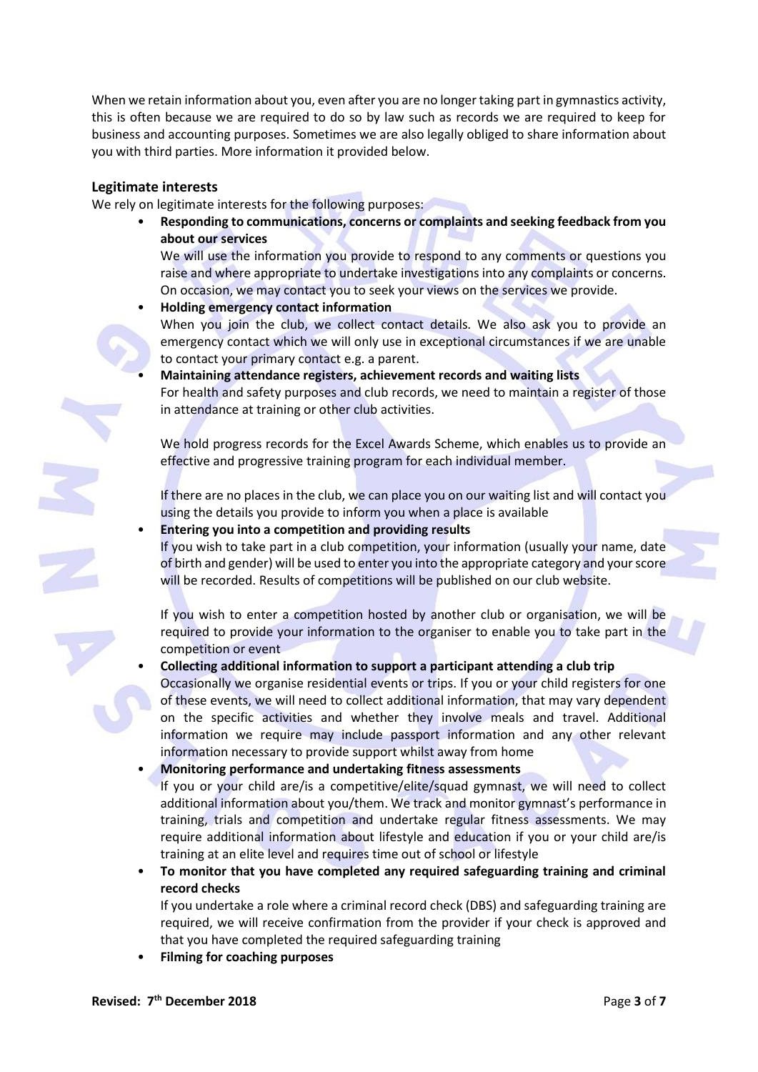When we retain information about you, even after you are no longer taking part in gymnastics activity, this is often because we are required to do so by law such as records we are required to keep for business and accounting purposes. Sometimes we are also legally obliged to share information about you with third parties. More information it provided below.

### Legitimate interests

We rely on legitimate interests for the following purposes:

- **Responding to communications, concerns or complaints and seeking feedback from you about our services**
  We will use the information you provide to respond to any comments or questions you raise and where appropriate to undertake investigations into any complaints or concerns. On occasion, we may contact you to seek your views on the services we provide.
- **Holding emergency contact information**
  When you join the club, we collect contact details. We also ask you to provide an emergency contact which we will only use in exceptional circumstances if we are unable to contact your primary contact e.g. a parent.
- **Maintaining attendance registers, achievement records and waiting lists**
  For health and safety purposes and club records, we need to maintain a register of those in attendance at training or other club activities.

  We hold progress records for the Excel Awards Scheme, which enables us to provide an effective and progressive training program for each individual member.

  If there are no places in the club, we can place you on our waiting list and will contact you using the details you provide to inform you when a place is available
- **Entering you into a competition and providing results**
  If you wish to take part in a club competition, your information (usually your name, date of birth and gender) will be used to enter you into the appropriate category and your score will be recorded. Results of competitions will be published on our club website.

  If you wish to enter a competition hosted by another club or organisation, we will be required to provide your information to the organiser to enable you to take part in the competition or event
- **Collecting additional information to support a participant attending a club trip**
  Occasionally we organise residential events or trips. If you or your child registers for one of these events, we will need to collect additional information, that may vary dependent on the specific activities and whether they involve meals and travel. Additional information we require may include passport information and any other relevant information necessary to provide support whilst away from home
- **Monitoring performance and undertaking fitness assessments**
  If you or your child are/is a competitive/elite/squad gymnast, we will need to collect additional information about you/them. We track and monitor gymnast's performance in training, trials and competition and undertake regular fitness assessments. We may require additional information about lifestyle and education if you or your child are/is training at an elite level and requires time out of school or lifestyle
- **To monitor that you have completed any required safeguarding training and criminal record checks**
  If you undertake a role where a criminal record check (DBS) and safeguarding training are required, we will receive confirmation from the provider if your check is approved and that you have completed the required safeguarding training
- **Filming for coaching purposes**

**Revised: 7th December 2018**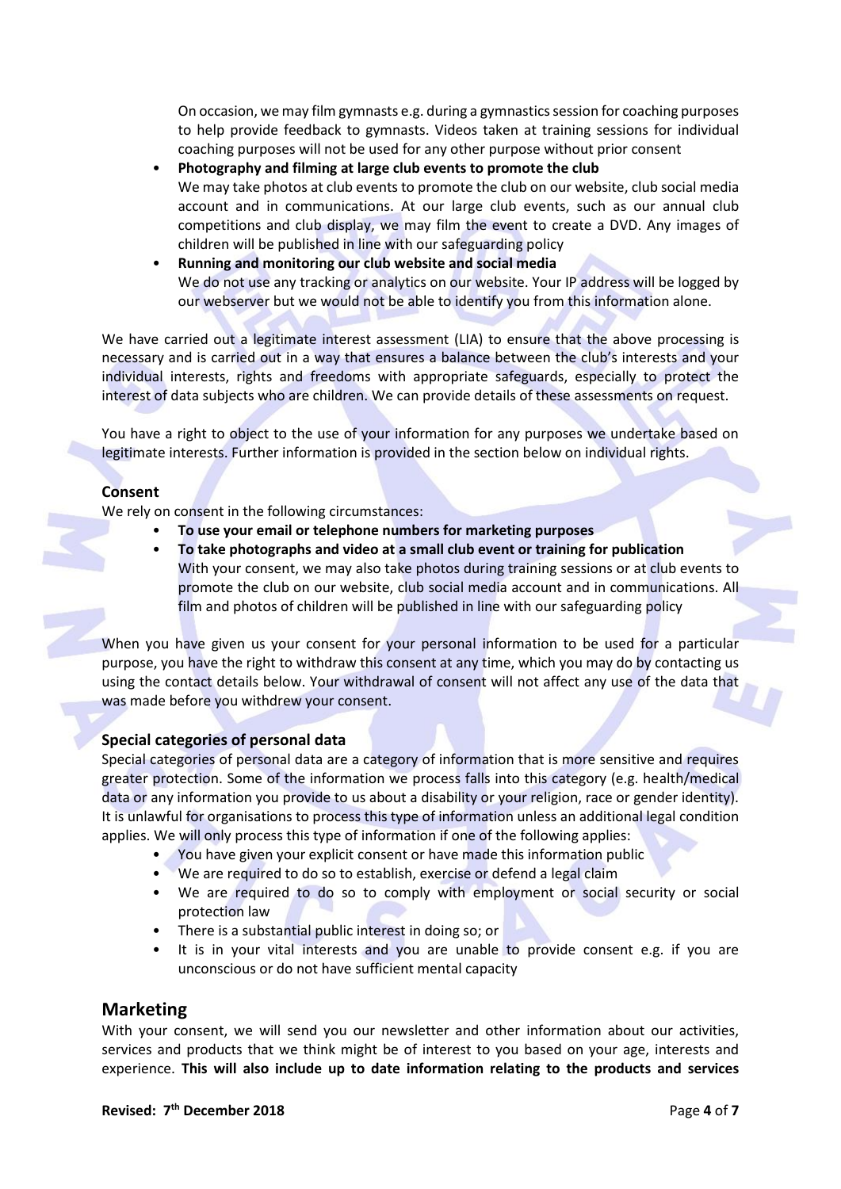On occasion, we may film gymnasts e.g. during a gymnastics session for coaching purposes to help provide feedback to gymnasts. Videos taken at training sessions for individual coaching purposes will not be used for any other purpose without prior consent

- **Photography and filming at large club events to promote the club**
  We may take photos at club events to promote the club on our website, club social media account and in communications. At our large club events, such as our annual club competitions and club display, we may film the event to create a DVD. Any images of children will be published in line with our safeguarding policy
- **Running and monitoring our club website and social media**
  We do not use any tracking or analytics on our website. Your IP address will be logged by our webserver but we would not be able to identify you from this information alone.

We have carried out a legitimate interest assessment (LIA) to ensure that the above processing is necessary and is carried out in a way that ensures a balance between the club's interests and your individual interests, rights and freedoms with appropriate safeguards, especially to protect the interest of data subjects who are children. We can provide details of these assessments on request.

You have a right to object to the use of your information for any purposes we undertake based on legitimate interests. Further information is provided in the section below on individual rights.

### Consent

We rely on consent in the following circumstances:

- **To use your email or telephone numbers for marketing purposes**
- **To take photographs and video at a small club event or training for publication**
  With your consent, we may also take photos during training sessions or at club events to promote the club on our website, club social media account and in communications. All film and photos of children will be published in line with our safeguarding policy

When you have given us your consent for your personal information to be used for a particular purpose, you have the right to withdraw this consent at any time, which you may do by contacting us using the contact details below. Your withdrawal of consent will not affect any use of the data that was made before you withdrew your consent.

### Special categories of personal data

Special categories of personal data are a category of information that is more sensitive and requires greater protection. Some of the information we process falls into this category (e.g. health/medical data or any information you provide to us about a disability or your religion, race or gender identity). It is unlawful for organisations to process this type of information unless an additional legal condition applies. We will only process this type of information if one of the following applies:

- You have given your explicit consent or have made this information public
- We are required to do so to establish, exercise or defend a legal claim
- We are required to do so to comply with employment or social security or social protection law
- There is a substantial public interest in doing so; or
- It is in your vital interests and you are unable to provide consent e.g. if you are unconscious or do not have sufficient mental capacity

## Marketing

With your consent, we will send you our newsletter and other information about our activities, services and products that we think might be of interest to you based on your age, interests and experience. **This will also include up to date information relating to the products and services**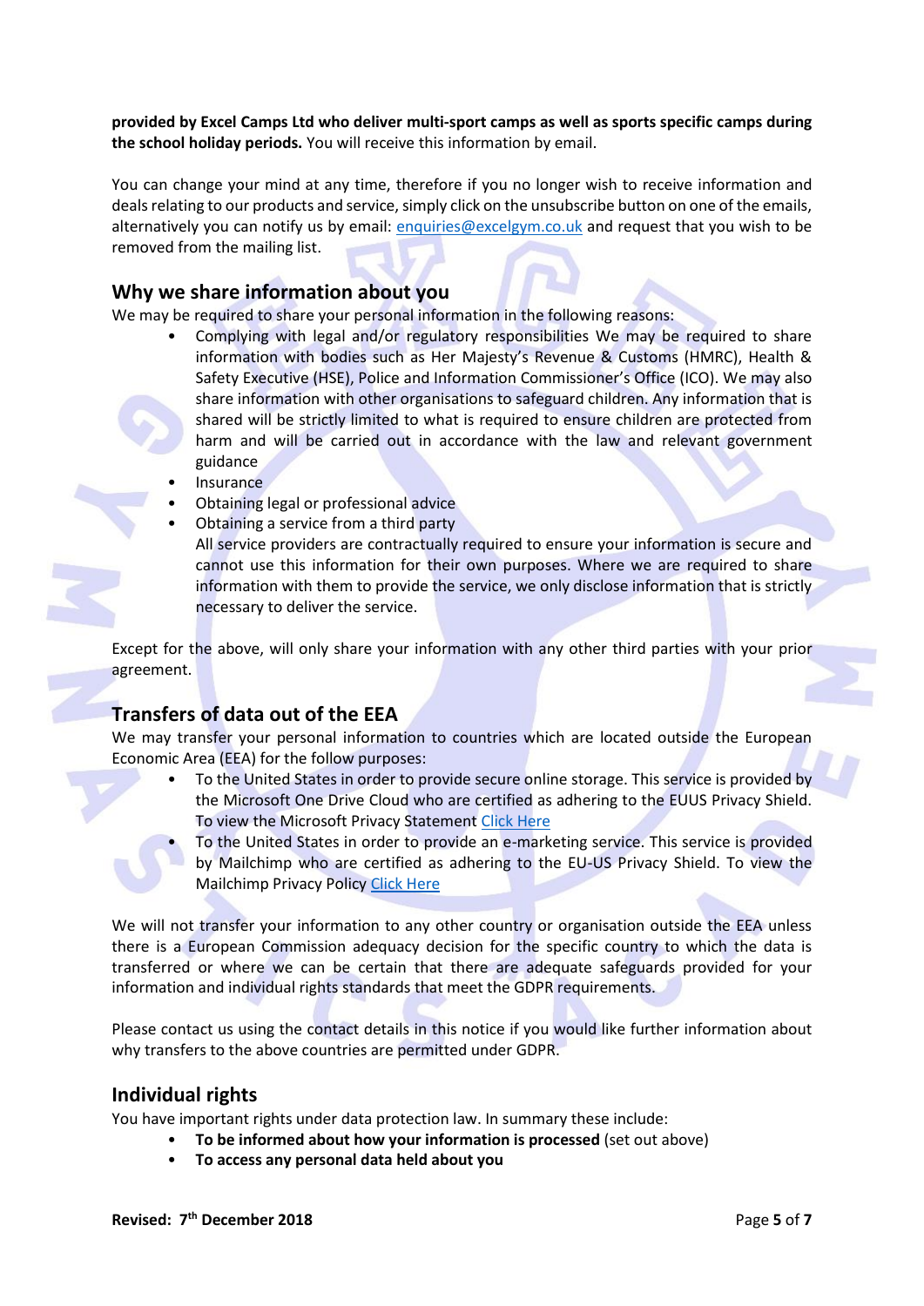**provided by Excel Camps Ltd who deliver multi-sport camps as well as sports specific camps during the school holiday periods.** You will receive this information by email.

You can change your mind at any time, therefore if you no longer wish to receive information and deals relating to our products and service, simply click on the unsubscribe button on one of the emails, alternatively you can notify us by email: enquiries@excelgym.co.uk and request that you wish to be removed from the mailing list.

## Why we share information about you

We may be required to share your personal information in the following reasons:

- Complying with legal and/or regulatory responsibilities We may be required to share information with bodies such as Her Majesty's Revenue & Customs (HMRC), Health & Safety Executive (HSE), Police and Information Commissioner's Office (ICO). We may also share information with other organisations to safeguard children. Any information that is shared will be strictly limited to what is required to ensure children are protected from harm and will be carried out in accordance with the law and relevant government guidance
- Insurance
- Obtaining legal or professional advice
- Obtaining a service from a third party
  All service providers are contractually required to ensure your information is secure and cannot use this information for their own purposes. Where we are required to share information with them to provide the service, we only disclose information that is strictly necessary to deliver the service.

Except for the above, will only share your information with any other third parties with your prior agreement.

## Transfers of data out of the EEA

We may transfer your personal information to countries which are located outside the European Economic Area (EEA) for the follow purposes:

- To the United States in order to provide secure online storage. This service is provided by the Microsoft One Drive Cloud who are certified as adhering to the EUUS Privacy Shield. To view the Microsoft Privacy Statement Click Here
- To the United States in order to provide an e-marketing service. This service is provided by Mailchimp who are certified as adhering to the EU-US Privacy Shield. To view the Mailchimp Privacy Policy Click Here

We will not transfer your information to any other country or organisation outside the EEA unless there is a European Commission adequacy decision for the specific country to which the data is transferred or where we can be certain that there are adequate safeguards provided for your information and individual rights standards that meet the GDPR requirements.

Please contact us using the contact details in this notice if you would like further information about why transfers to the above countries are permitted under GDPR.

## Individual rights

You have important rights under data protection law. In summary these include:

- **To be informed about how your information is processed** (set out above)
- **To access any personal data held about you**

**Revised: 7th December 2018**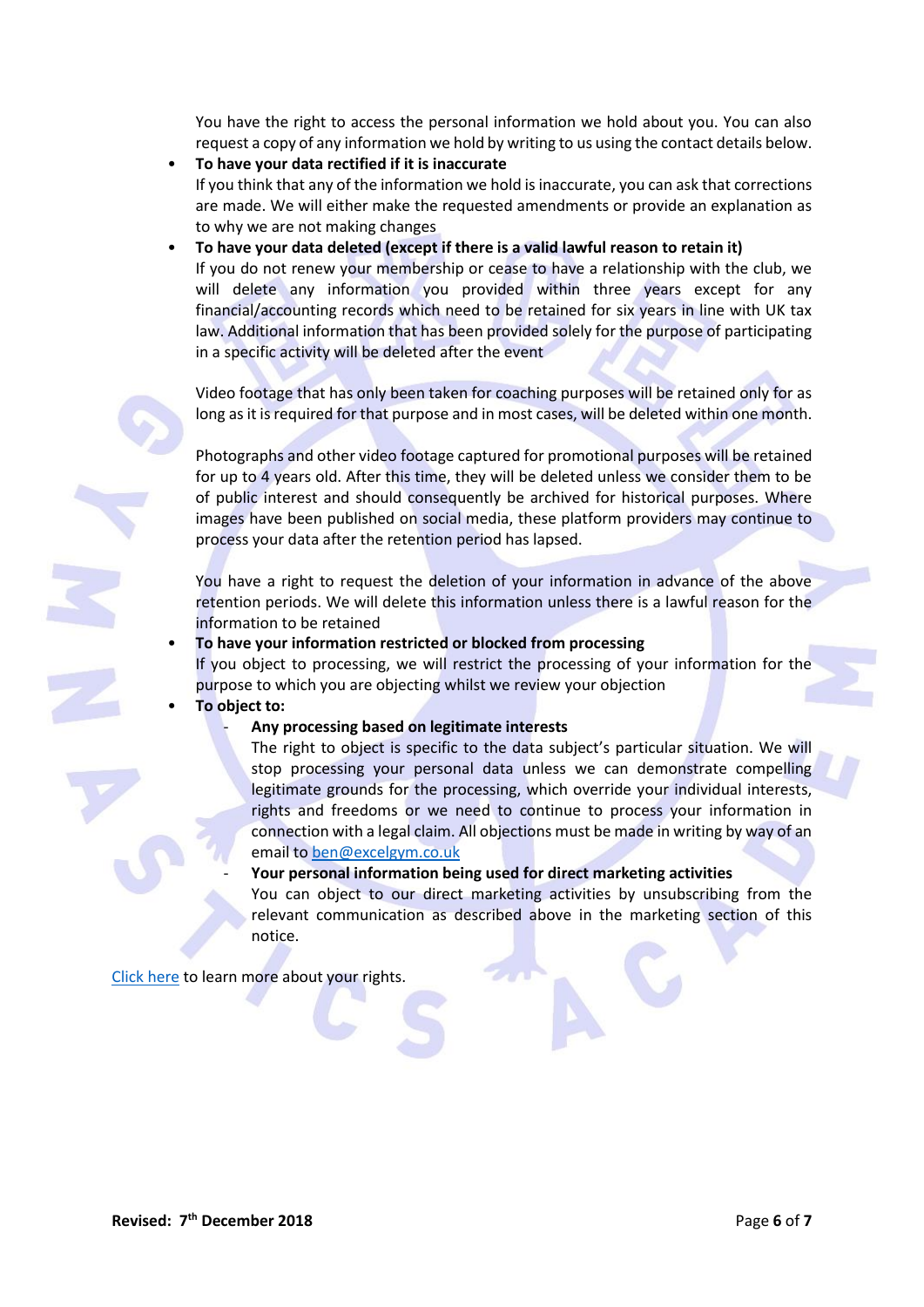You have the right to access the personal information we hold about you. You can also request a copy of any information we hold by writing to us using the contact details below.

- **To have your data rectified if it is inaccurate**
  If you think that any of the information we hold is inaccurate, you can ask that corrections are made. We will either make the requested amendments or provide an explanation as to why we are not making changes
- **To have your data deleted (except if there is a valid lawful reason to retain it)**
  If you do not renew your membership or cease to have a relationship with the club, we will delete any information you provided within three years except for any financial/accounting records which need to be retained for six years in line with UK tax law. Additional information that has been provided solely for the purpose of participating in a specific activity will be deleted after the event

  Video footage that has only been taken for coaching purposes will be retained only for as long as it is required for that purpose and in most cases, will be deleted within one month.

  Photographs and other video footage captured for promotional purposes will be retained for up to 4 years old. After this time, they will be deleted unless we consider them to be of public interest and should consequently be archived for historical purposes. Where images have been published on social media, these platform providers may continue to process your data after the retention period has lapsed.

  You have a right to request the deletion of your information in advance of the above retention periods. We will delete this information unless there is a lawful reason for the information to be retained
- **To have your information restricted or blocked from processing**
  If you object to processing, we will restrict the processing of your information for the purpose to which you are objecting whilst we review your objection
- **To object to:**
  - **Any processing based on legitimate interests**
    The right to object is specific to the data subject's particular situation. We will stop processing your personal data unless we can demonstrate compelling legitimate grounds for the processing, which override your individual interests, rights and freedoms or we need to continue to process your information in connection with a legal claim. All objections must be made in writing by way of an email to ben@excelgym.co.uk
  - **Your personal information being used for direct marketing activities**
    You can object to our direct marketing activities by unsubscribing from the relevant communication as described above in the marketing section of this notice.

Click here to learn more about your rights.

**Revised: 7th December 2018**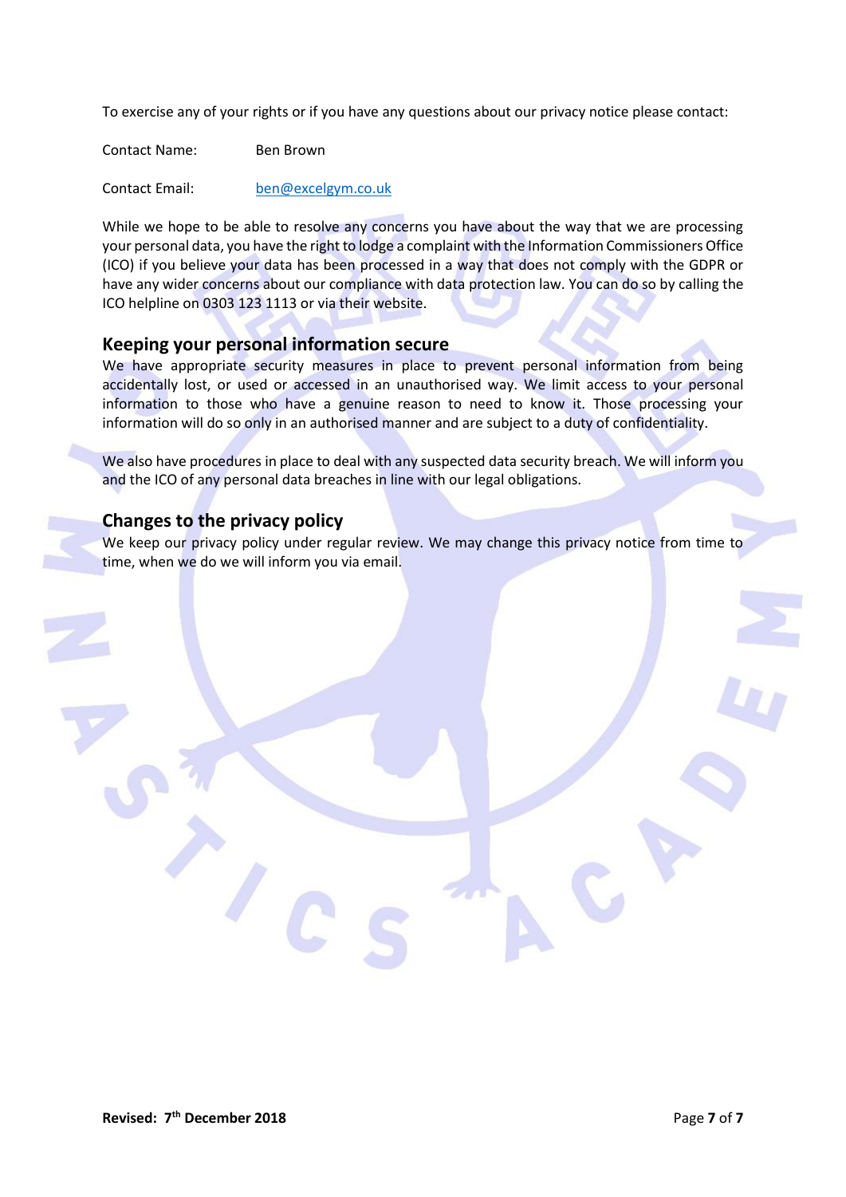To exercise any of your rights or if you have any questions about our privacy notice please contact:

Contact Name: Ben Brown

Contact Email: ben@excelgym.co.uk

While we hope to be able to resolve any concerns you have about the way that we are processing your personal data, you have the right to lodge a complaint with the Information Commissioners Office (ICO) if you believe your data has been processed in a way that does not comply with the GDPR or have any wider concerns about our compliance with data protection law. You can do so by calling the ICO helpline on 0303 123 1113 or via their website.

## Keeping your personal information secure

We have appropriate security measures in place to prevent personal information from being accidentally lost, or used or accessed in an unauthorised way. We limit access to your personal information to those who have a genuine reason to need to know it. Those processing your information will do so only in an authorised manner and are subject to a duty of confidentiality.

We also have procedures in place to deal with any suspected data security breach. We will inform you and the ICO of any personal data breaches in line with our legal obligations.

## Changes to the privacy policy

We keep our privacy policy under regular review. We may change this privacy notice from time to time, when we do we will inform you via email.

**Revised: 7th December 2018**